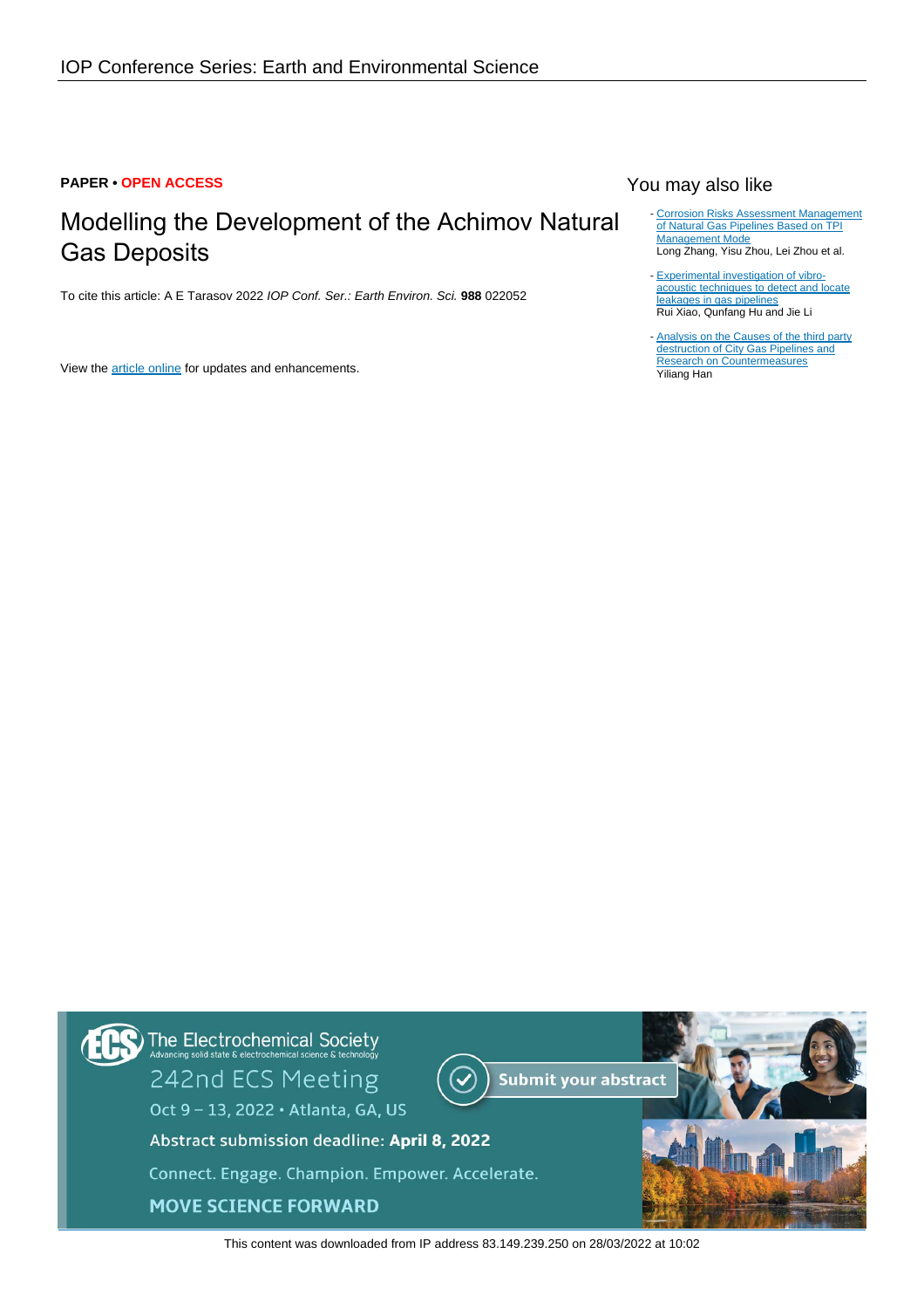PAPER • OPEN ACCESS

# Modelling the Development of the Achimov Natural Gas Deposits

To cite this article: A E Tarasov 2022 *IOP Conf. Ser.: Earth Environ. Sci.* **988** 022052

View the article online for updates and enhancements.

## You may also like

- Corrosion Risks Assessment Management of Natural Gas Pipelines Based on TPI Management Mode
  Long Zhang, Yisu Zhou, Lei Zhou et al.

- Experimental investigation of vibro-acoustic techniques to detect and locate leakages in gas pipelines
  Rui Xiao, Qunfang Hu and Jie Li

- Analysis on the Causes of the third party destruction of City Gas Pipelines and Research on Countermeasures
  Yiliang Han

This content was downloaded from IP address 83.149.239.250 on 28/03/2022 at 10:02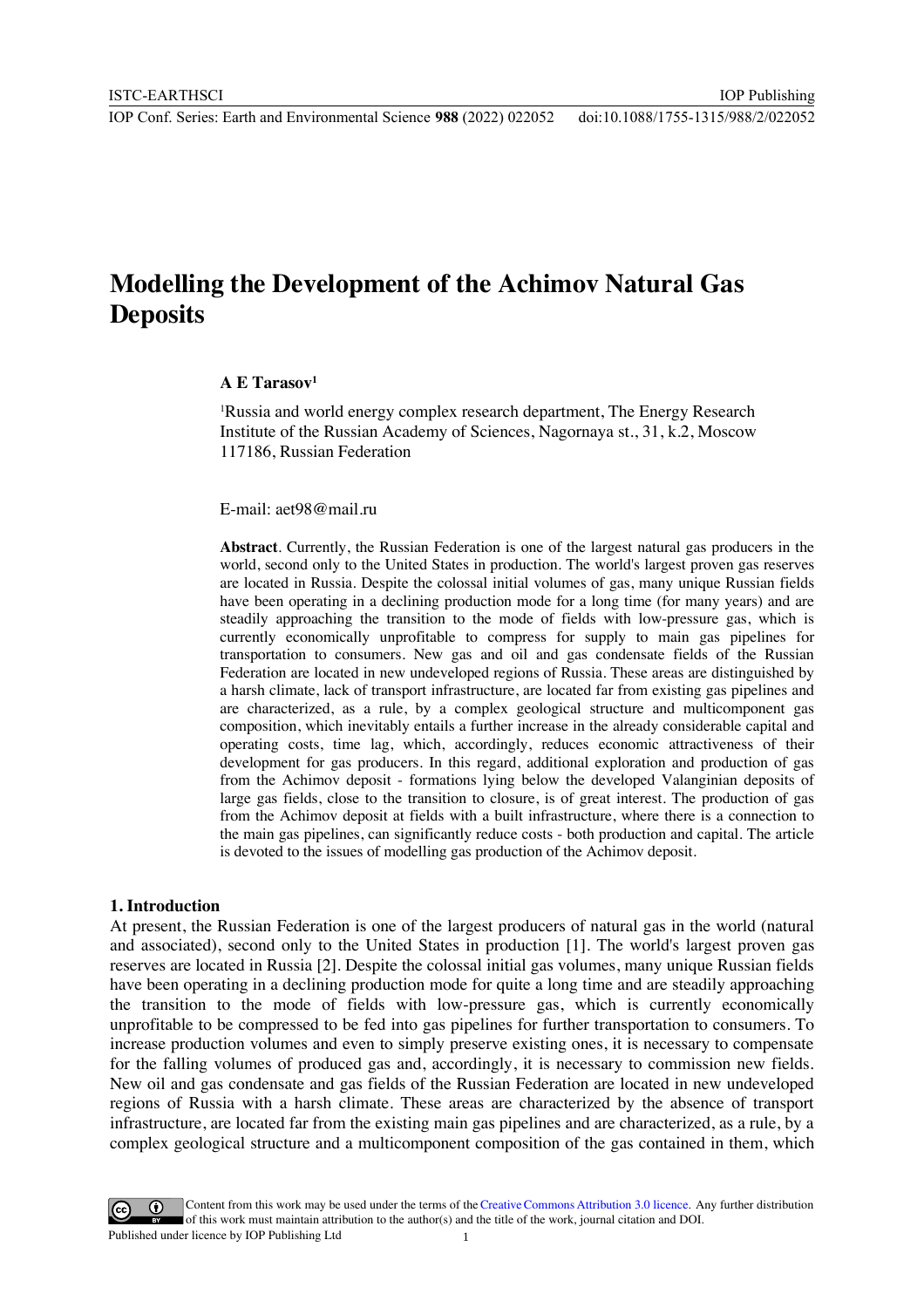# Modelling the Development of the Achimov Natural Gas Deposits

**A E Tarasov**[1]

[1]Russia and world energy complex research department, The Energy Research Institute of the Russian Academy of Sciences, Nagornaya st., 31, k.2, Moscow 117186, Russian Federation

E-mail: aet98@mail.ru

**Abstract**. Currently, the Russian Federation is one of the largest natural gas producers in the world, second only to the United States in production. The world's largest proven gas reserves are located in Russia. Despite the colossal initial volumes of gas, many unique Russian fields have been operating in a declining production mode for a long time (for many years) and are steadily approaching the transition to the mode of fields with low-pressure gas, which is currently economically unprofitable to compress for supply to main gas pipelines for transportation to consumers. New gas and oil and gas condensate fields of the Russian Federation are located in new undeveloped regions of Russia. These areas are distinguished by a harsh climate, lack of transport infrastructure, are located far from existing gas pipelines and are characterized, as a rule, by a complex geological structure and multicomponent gas composition, which inevitably entails a further increase in the already considerable capital and operating costs, time lag, which, accordingly, reduces economic attractiveness of their development for gas producers. In this regard, additional exploration and production of gas from the Achimov deposit - formations lying below the developed Valanginian deposits of large gas fields, close to the transition to closure, is of great interest. The production of gas from the Achimov deposit at fields with a built infrastructure, where there is a connection to the main gas pipelines, can significantly reduce costs - both production and capital. The article is devoted to the issues of modelling gas production of the Achimov deposit.

## 1. Introduction

At present, the Russian Federation is one of the largest producers of natural gas in the world (natural and associated), second only to the United States in production [1]. The world's largest proven gas reserves are located in Russia [2]. Despite the colossal initial gas volumes, many unique Russian fields have been operating in a declining production mode for quite a long time and are steadily approaching the transition to the mode of fields with low-pressure gas, which is currently economically unprofitable to be compressed to be fed into gas pipelines for further transportation to consumers. To increase production volumes and even to simply preserve existing ones, it is necessary to compensate for the falling volumes of produced gas and, accordingly, it is necessary to commission new fields. New oil and gas condensate and gas fields of the Russian Federation are located in new undeveloped regions of Russia with a harsh climate. These areas are characterized by the absence of transport infrastructure, are located far from the existing main gas pipelines and are characterized, as a rule, by a complex geological structure and a multicomponent composition of the gas contained in them, which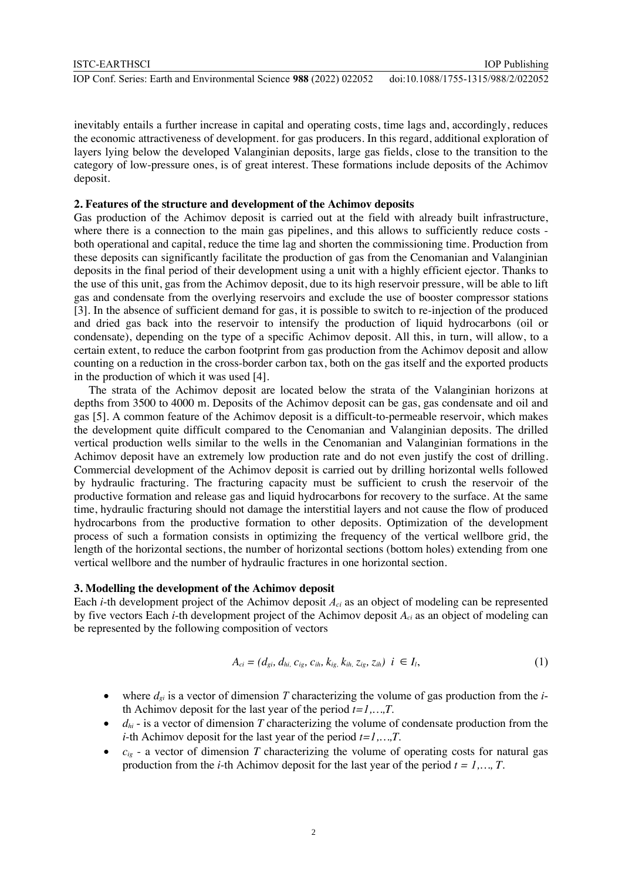inevitably entails a further increase in capital and operating costs, time lags and, accordingly, reduces the economic attractiveness of development. for gas producers. In this regard, additional exploration of layers lying below the developed Valanginian deposits, large gas fields, close to the transition to the category of low-pressure ones, is of great interest. These formations include deposits of the Achimov deposit.

## 2. Features of the structure and development of the Achimov deposits

Gas production of the Achimov deposit is carried out at the field with already built infrastructure, where there is a connection to the main gas pipelines, and this allows to sufficiently reduce costs - both operational and capital, reduce the time lag and shorten the commissioning time. Production from these deposits can significantly facilitate the production of gas from the Cenomanian and Valanginian deposits in the final period of their development using a unit with a highly efficient ejector. Thanks to the use of this unit, gas from the Achimov deposit, due to its high reservoir pressure, will be able to lift gas and condensate from the overlying reservoirs and exclude the use of booster compressor stations [3]. In the absence of sufficient demand for gas, it is possible to switch to re-injection of the produced and dried gas back into the reservoir to intensify the production of liquid hydrocarbons (oil or condensate), depending on the type of a specific Achimov deposit. All this, in turn, will allow, to a certain extent, to reduce the carbon footprint from gas production from the Achimov deposit and allow counting on a reduction in the cross-border carbon tax, both on the gas itself and the exported products in the production of which it was used [4].

The strata of the Achimov deposit are located below the strata of the Valanginian horizons at depths from 3500 to 4000 m. Deposits of the Achimov deposit can be gas, gas condensate and oil and gas [5]. A common feature of the Achimov deposit is a difficult-to-permeable reservoir, which makes the development quite difficult compared to the Cenomanian and Valanginian deposits. The drilled vertical production wells similar to the wells in the Cenomanian and Valanginian formations in the Achimov deposit have an extremely low production rate and do not even justify the cost of drilling. Commercial development of the Achimov deposit is carried out by drilling horizontal wells followed by hydraulic fracturing. The fracturing capacity must be sufficient to crush the reservoir of the productive formation and release gas and liquid hydrocarbons for recovery to the surface. At the same time, hydraulic fracturing should not damage the interstitial layers and not cause the flow of produced hydrocarbons from the productive formation to other deposits. Optimization of the development process of such a formation consists in optimizing the frequency of the vertical wellbore grid, the length of the horizontal sections, the number of horizontal sections (bottom holes) extending from one vertical wellbore and the number of hydraulic fractures in one horizontal section.

## 3. Modelling the development of the Achimov deposit

Each *i*-th development project of the Achimov deposit $A_{ci}$ as an object of modeling can be represented by five vectors Each *i*-th development project of the Achimov deposit $A_{ci}$ as an object of modeling can be represented by the following composition of vectors

$$A_{ci} = (d_{gi}, d_{hi}, c_{ig}, c_{ih}, k_{ig}, k_{ih}, z_{ig}, z_{ih}) \ \ i \in I_l, \tag{1}$$

- where $d_{gi}$ is a vector of dimension $T$ characterizing the volume of gas production from the *i*-th Achimov deposit for the last year of the period $t=1,\ldots,T$.
- $d_{hi}$ - is a vector of dimension $T$ characterizing the volume of condensate production from the *i*-th Achimov deposit for the last year of the period $t=1,\ldots,T$.
- $c_{ig}$ - a vector of dimension $T$ characterizing the volume of operating costs for natural gas production from the *i*-th Achimov deposit for the last year of the period $t = 1,\ldots, T$.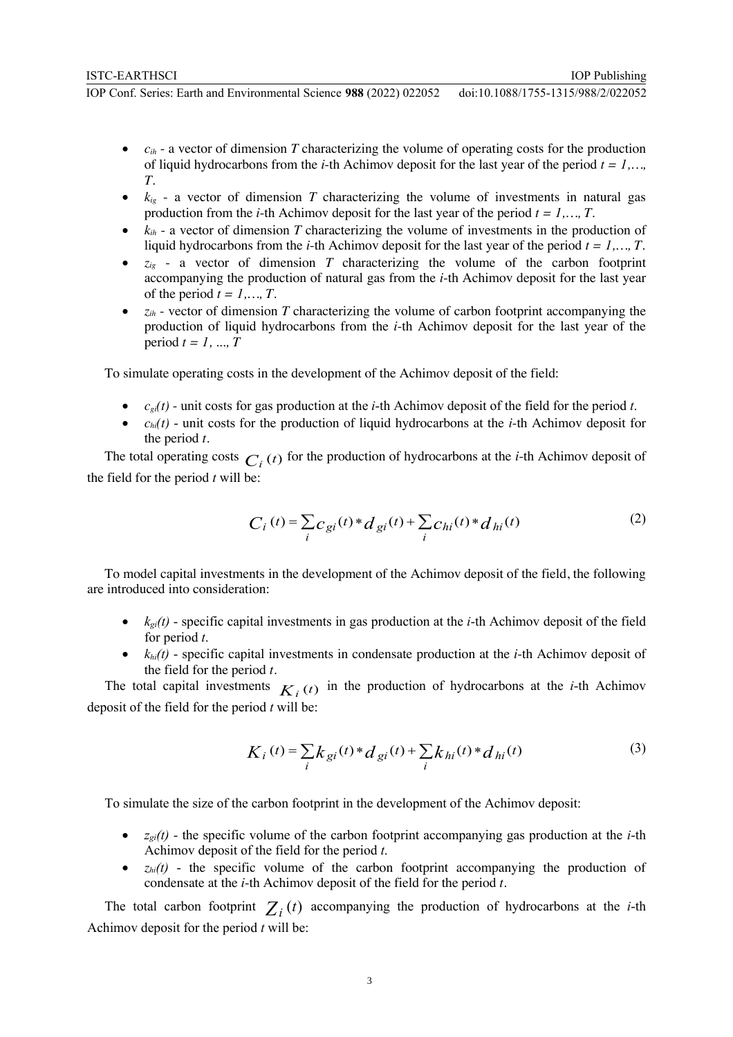- $c_{ih}$ - a vector of dimension $T$ characterizing the volume of operating costs for the production of liquid hydrocarbons from the $i$-th Achimov deposit for the last year of the period $t = 1,\ldots, T$.
- $k_{ig}$ - a vector of dimension $T$ characterizing the volume of investments in natural gas production from the $i$-th Achimov deposit for the last year of the period $t = 1,\ldots, T$.
- $k_{ih}$ - a vector of dimension $T$ characterizing the volume of investments in the production of liquid hydrocarbons from the $i$-th Achimov deposit for the last year of the period $t = 1,\ldots, T$.
- $z_{ig}$ - a vector of dimension $T$ characterizing the volume of the carbon footprint accompanying the production of natural gas from the $i$-th Achimov deposit for the last year of the period $t = 1,\ldots, T$.
- $z_{ih}$ - vector of dimension $T$ characterizing the volume of carbon footprint accompanying the production of liquid hydrocarbons from the $i$-th Achimov deposit for the last year of the period $t = 1, \ldots, T$

To simulate operating costs in the development of the Achimov deposit of the field:

- $c_{gi}(t)$ - unit costs for gas production at the $i$-th Achimov deposit of the field for the period $t$.
- $c_{hi}(t)$ - unit costs for the production of liquid hydrocarbons at the $i$-th Achimov deposit for the period $t$.

The total operating costs $C_i(t)$ for the production of hydrocarbons at the $i$-th Achimov deposit of the field for the period $t$ will be:

$$C_i(t) = \sum_i c_{gi}(t) * d_{gi}(t) + \sum_i c_{hi}(t) * d_{hi}(t) \tag{2}$$

To model capital investments in the development of the Achimov deposit of the field, the following are introduced into consideration:

- $k_{gi}(t)$ - specific capital investments in gas production at the $i$-th Achimov deposit of the field for period $t$.
- $k_{hi}(t)$ - specific capital investments in condensate production at the $i$-th Achimov deposit of the field for the period $t$.

The total capital investments $K_i(t)$ in the production of hydrocarbons at the $i$-th Achimov deposit of the field for the period $t$ will be:

$$K_i(t) = \sum_i k_{gi}(t) * d_{gi}(t) + \sum_i k_{hi}(t) * d_{hi}(t) \tag{3}$$

To simulate the size of the carbon footprint in the development of the Achimov deposit:

- $z_{gi}(t)$ - the specific volume of the carbon footprint accompanying gas production at the $i$-th Achimov deposit of the field for the period $t$.
- $z_{hi}(t)$ - the specific volume of the carbon footprint accompanying the production of condensate at the $i$-th Achimov deposit of the field for the period $t$.

The total carbon footprint $Z_i(t)$ accompanying the production of hydrocarbons at the $i$-th Achimov deposit for the period $t$ will be: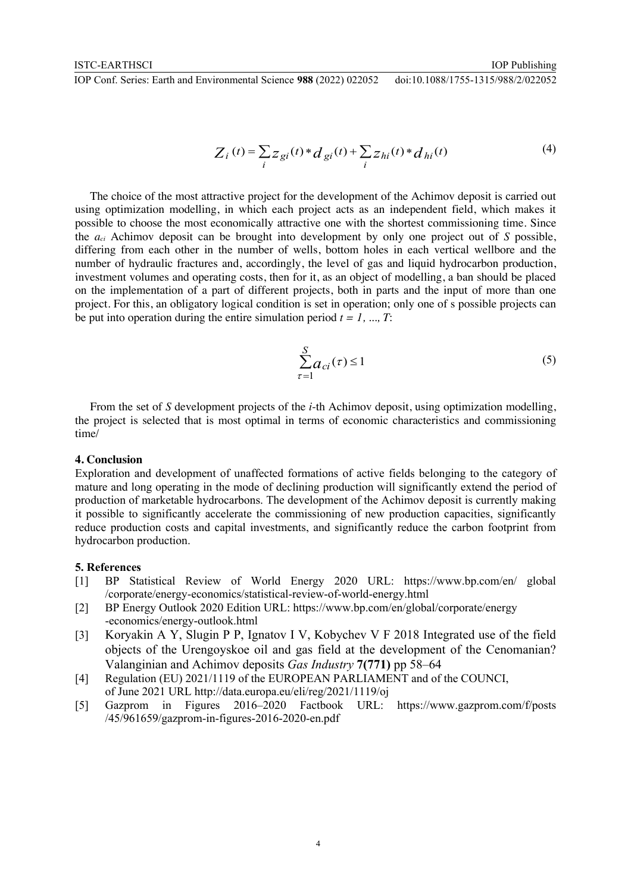$$Z_i(t) = \sum_i z_{gi}(t) * d_{gi}(t) + \sum_i z_{hi}(t) * d_{hi}(t) \tag{4}$$

The choice of the most attractive project for the development of the Achimov deposit is carried out using optimization modelling, in which each project acts as an independent field, which makes it possible to choose the most economically attractive one with the shortest commissioning time. Since the $a_{ci}$ Achimov deposit can be brought into development by only one project out of $S$ possible, differing from each other in the number of wells, bottom holes in each vertical wellbore and the number of hydraulic fractures and, accordingly, the level of gas and liquid hydrocarbon production, investment volumes and operating costs, then for it, as an object of modelling, a ban should be placed on the implementation of a part of different projects, both in parts and the input of more than one project. For this, an obligatory logical condition is set in operation; only one of s possible projects can be put into operation during the entire simulation period $t = 1, ..., T$:

$$\sum_{\tau=1}^{S} a_{ci}(\tau) \leq 1 \tag{5}$$

From the set of $S$ development projects of the $i$-th Achimov deposit, using optimization modelling, the project is selected that is most optimal in terms of economic characteristics and commissioning time/

## 4. Conclusion

Exploration and development of unaffected formations of active fields belonging to the category of mature and long operating in the mode of declining production will significantly extend the period of production of marketable hydrocarbons. The development of the Achimov deposit is currently making it possible to significantly accelerate the commissioning of new production capacities, significantly reduce production costs and capital investments, and significantly reduce the carbon footprint from hydrocarbon production.

## 5. References

[1] BP Statistical Review of World Energy 2020 URL: https://www.bp.com/en/ global /corporate/energy-economics/statistical-review-of-world-energy.html

[2] BP Energy Outlook 2020 Edition URL: https://www.bp.com/en/global/corporate/energy -economics/energy-outlook.html

[3] Koryakin A Y, Slugin P P, Ignatov I V, Kobychev V F 2018 Integrated use of the field objects of the Urengoyskoe oil and gas field at the development of the Cenomanian? Valanginian and Achimov deposits *Gas Industry* **7(771)** pp 58–64

[4] Regulation (EU) 2021/1119 of the EUROPEAN PARLIAMENT and of the COUNCI, of June 2021 URL http://data.europa.eu/eli/reg/2021/1119/oj

[5] Gazprom in Figures 2016–2020 Factbook URL: https://www.gazprom.com/f/posts /45/961659/gazprom-in-figures-2016-2020-en.pdf